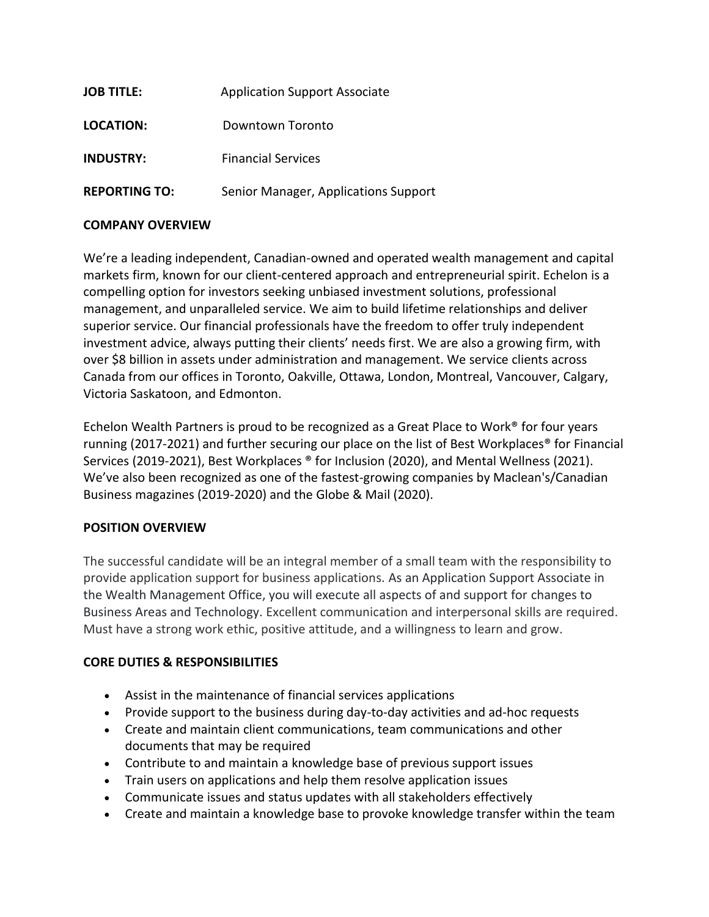**JOB TITLE:** Application Support Associate

**LOCATION:** Downtown Toronto

**INDUSTRY:** Financial Services

**REPORTING TO:** Senior Manager, Applications Support

## COMPANY OVERVIEW

We're a leading independent, Canadian-owned and operated wealth management and capital markets firm, known for our client-centered approach and entrepreneurial spirit. Echelon is a compelling option for investors seeking unbiased investment solutions, professional management, and unparalleled service. We aim to build lifetime relationships and deliver superior service. Our financial professionals have the freedom to offer truly independent investment advice, always putting their clients' needs first. We are also a growing firm, with over $8 billion in assets under administration and management. We service clients across Canada from our offices in Toronto, Oakville, Ottawa, London, Montreal, Vancouver, Calgary, Victoria Saskatoon, and Edmonton.

Echelon Wealth Partners is proud to be recognized as a Great Place to Work® for four years running (2017-2021) and further securing our place on the list of Best Workplaces® for Financial Services (2019-2021), Best Workplaces ® for Inclusion (2020), and Mental Wellness (2021). We've also been recognized as one of the fastest-growing companies by Maclean's/Canadian Business magazines (2019-2020) and the Globe & Mail (2020).

## POSITION OVERVIEW

The successful candidate will be an integral member of a small team with the responsibility to provide application support for business applications. As an Application Support Associate in the Wealth Management Office, you will execute all aspects of and support for changes to Business Areas and Technology. Excellent communication and interpersonal skills are required. Must have a strong work ethic, positive attitude, and a willingness to learn and grow.

## CORE DUTIES & RESPONSIBILITIES

- Assist in the maintenance of financial services applications
- Provide support to the business during day-to-day activities and ad-hoc requests
- Create and maintain client communications, team communications and other documents that may be required
- Contribute to and maintain a knowledge base of previous support issues
- Train users on applications and help them resolve application issues
- Communicate issues and status updates with all stakeholders effectively
- Create and maintain a knowledge base to provoke knowledge transfer within the team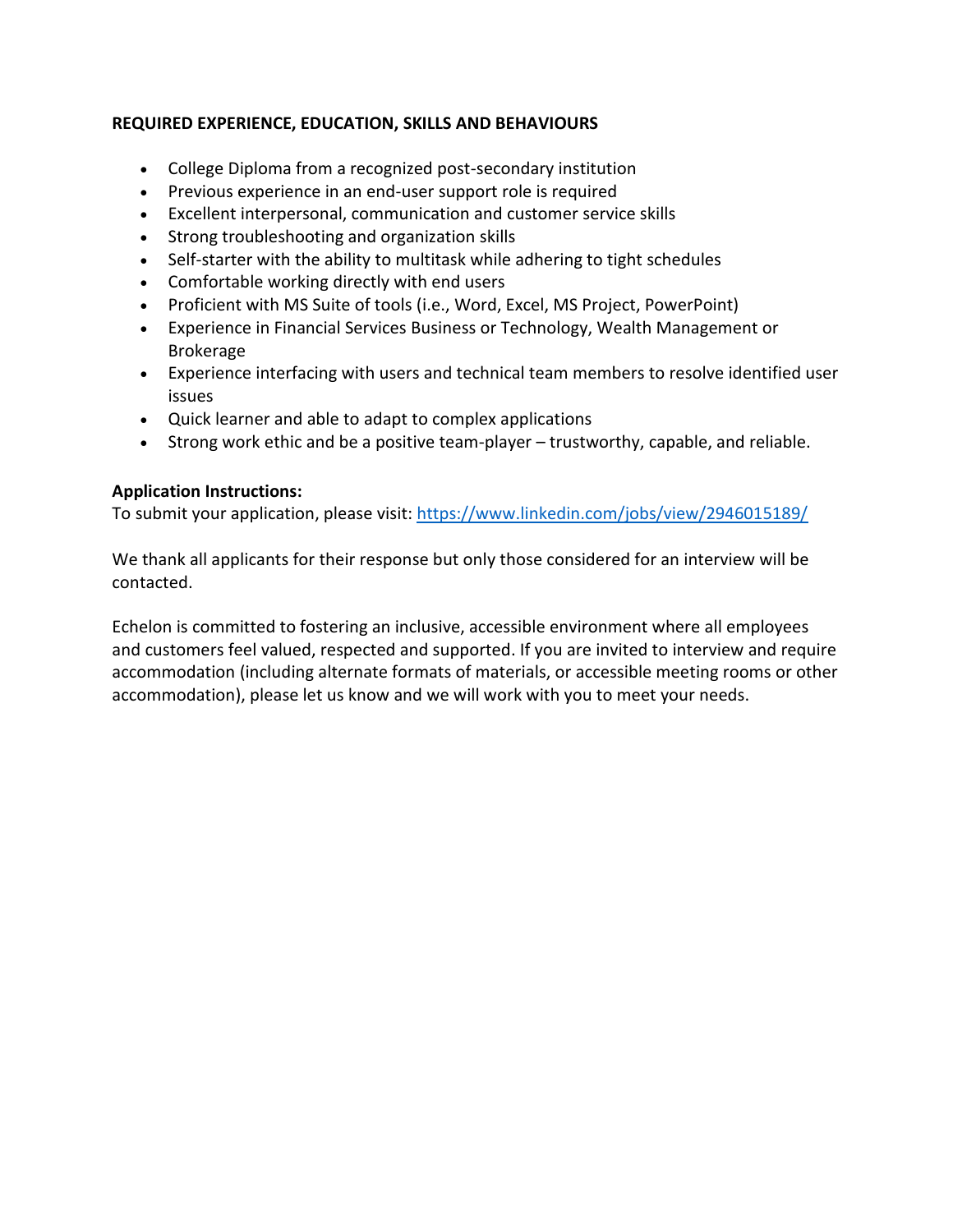**REQUIRED EXPERIENCE, EDUCATION, SKILLS AND BEHAVIOURS**

- College Diploma from a recognized post-secondary institution
- Previous experience in an end-user support role is required
- Excellent interpersonal, communication and customer service skills
- Strong troubleshooting and organization skills
- Self-starter with the ability to multitask while adhering to tight schedules
- Comfortable working directly with end users
- Proficient with MS Suite of tools (i.e., Word, Excel, MS Project, PowerPoint)
- Experience in Financial Services Business or Technology, Wealth Management or Brokerage
- Experience interfacing with users and technical team members to resolve identified user issues
- Quick learner and able to adapt to complex applications
- Strong work ethic and be a positive team-player – trustworthy, capable, and reliable.

**Application Instructions:**
To submit your application, please visit: https://www.linkedin.com/jobs/view/2946015189/

We thank all applicants for their response but only those considered for an interview will be contacted.

Echelon is committed to fostering an inclusive, accessible environment where all employees and customers feel valued, respected and supported. If you are invited to interview and require accommodation (including alternate formats of materials, or accessible meeting rooms or other accommodation), please let us know and we will work with you to meet your needs.